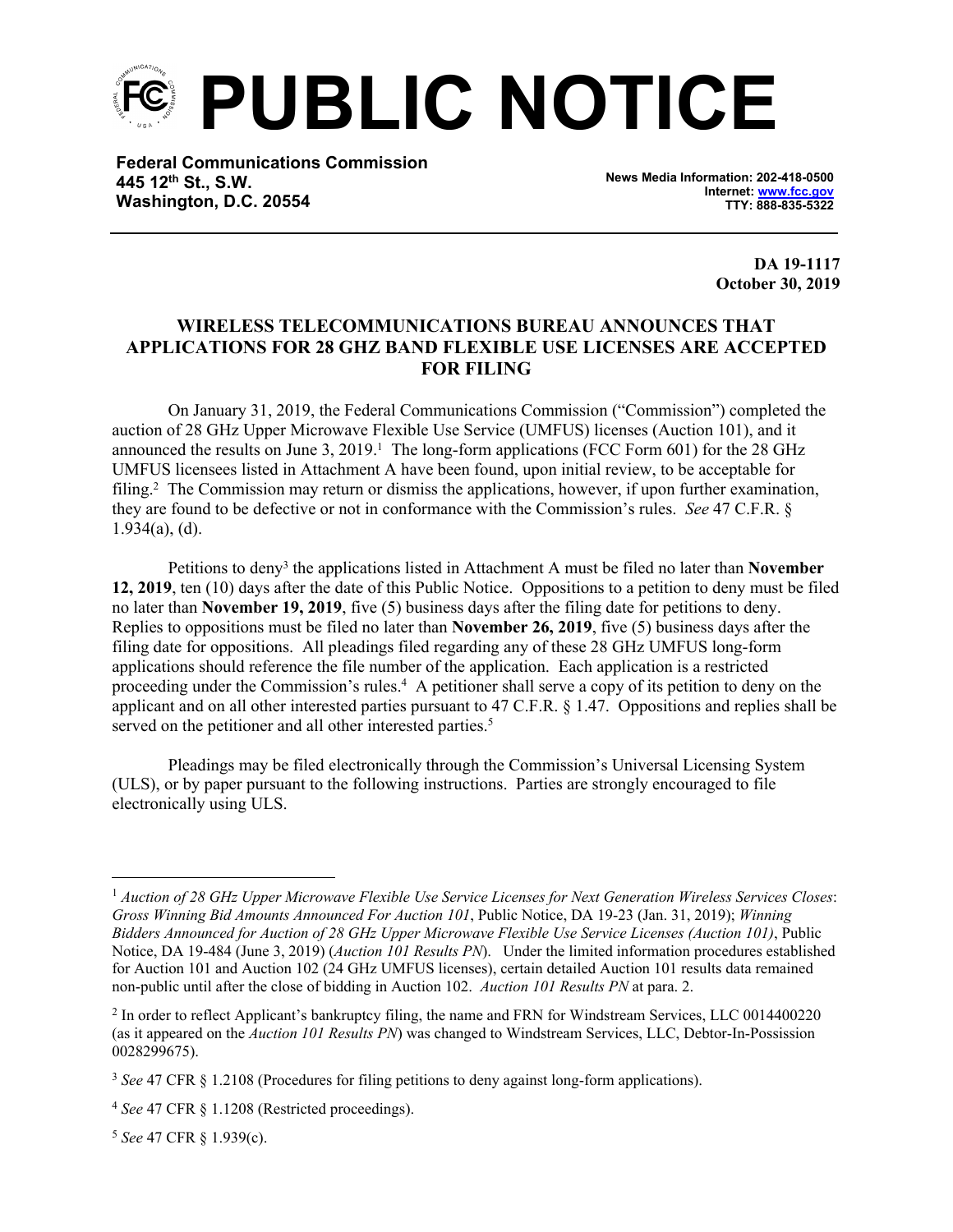# PUBLIC NOTICE

**Federal Communications Commission**
**445 12th St., S.W.**
**Washington, D.C. 20554**

**News Media Information: 202-418-0500**
**Internet: www.fcc.gov**
**TTY: 888-835-5322**

**DA 19-1117**
**October 30, 2019**

## WIRELESS TELECOMMUNICATIONS BUREAU ANNOUNCES THAT APPLICATIONS FOR 28 GHZ BAND FLEXIBLE USE LICENSES ARE ACCEPTED FOR FILING

On January 31, 2019, the Federal Communications Commission ("Commission") completed the auction of 28 GHz Upper Microwave Flexible Use Service (UMFUS) licenses (Auction 101), and it announced the results on June 3, 2019.[1] The long-form applications (FCC Form 601) for the 28 GHz UMFUS licensees listed in Attachment A have been found, upon initial review, to be acceptable for filing.[2] The Commission may return or dismiss the applications, however, if upon further examination, they are found to be defective or not in conformance with the Commission's rules. *See* 47 C.F.R. § 1.934(a), (d).

Petitions to deny[3] the applications listed in Attachment A must be filed no later than **November 12, 2019**, ten (10) days after the date of this Public Notice. Oppositions to a petition to deny must be filed no later than **November 19, 2019**, five (5) business days after the filing date for petitions to deny. Replies to oppositions must be filed no later than **November 26, 2019**, five (5) business days after the filing date for oppositions. All pleadings filed regarding any of these 28 GHz UMFUS long-form applications should reference the file number of the application. Each application is a restricted proceeding under the Commission's rules.[4] A petitioner shall serve a copy of its petition to deny on the applicant and on all other interested parties pursuant to 47 C.F.R. § 1.47. Oppositions and replies shall be served on the petitioner and all other interested parties.[5]

Pleadings may be filed electronically through the Commission's Universal Licensing System (ULS), or by paper pursuant to the following instructions. Parties are strongly encouraged to file electronically using ULS.

---

[1] *Auction of 28 GHz Upper Microwave Flexible Use Service Licenses for Next Generation Wireless Services Closes*: *Gross Winning Bid Amounts Announced For Auction 101*, Public Notice, DA 19-23 (Jan. 31, 2019); *Winning Bidders Announced for Auction of 28 GHz Upper Microwave Flexible Use Service Licenses (Auction 101)*, Public Notice, DA 19-484 (June 3, 2019) (*Auction 101 Results PN*). Under the limited information procedures established for Auction 101 and Auction 102 (24 GHz UMFUS licenses), certain detailed Auction 101 results data remained non-public until after the close of bidding in Auction 102. *Auction 101 Results PN* at para. 2.

[2] In order to reflect Applicant's bankruptcy filing, the name and FRN for Windstream Services, LLC 0014400220 (as it appeared on the *Auction 101 Results PN*) was changed to Windstream Services, LLC, Debtor-In-Possission 0028299675).

[3] *See* 47 CFR § 1.2108 (Procedures for filing petitions to deny against long-form applications).

[4] *See* 47 CFR § 1.1208 (Restricted proceedings).

[5] *See* 47 CFR § 1.939(c).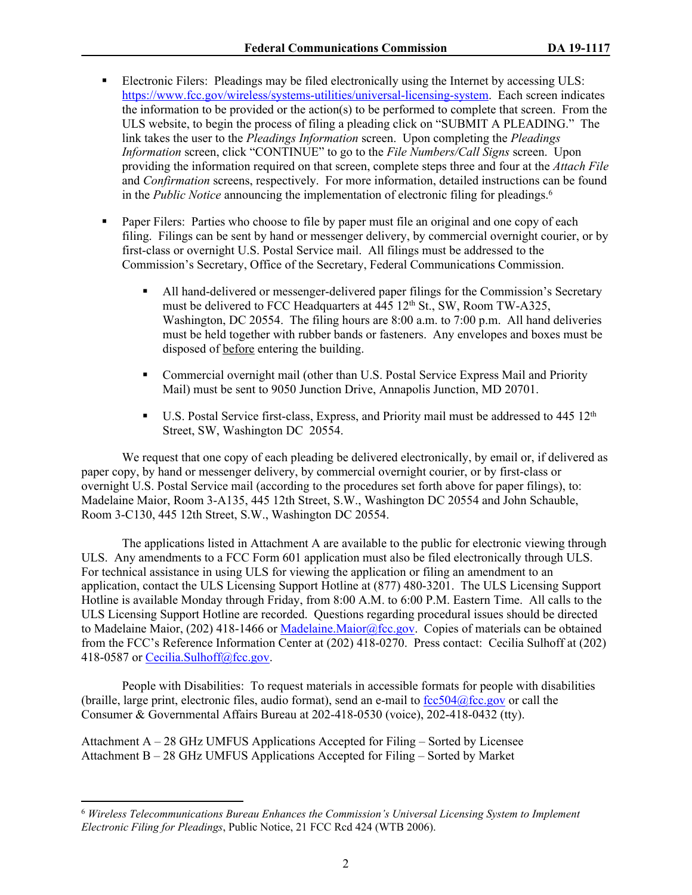- Electronic Filers: Pleadings may be filed electronically using the Internet by accessing ULS: https://www.fcc.gov/wireless/systems-utilities/universal-licensing-system. Each screen indicates the information to be provided or the action(s) to be performed to complete that screen. From the ULS website, to begin the process of filing a pleading click on "SUBMIT A PLEADING." The link takes the user to the *Pleadings Information* screen. Upon completing the *Pleadings Information* screen, click "CONTINUE" to go to the *File Numbers/Call Signs* screen. Upon providing the information required on that screen, complete steps three and four at the *Attach File* and *Confirmation* screens, respectively. For more information, detailed instructions can be found in the *Public Notice* announcing the implementation of electronic filing for pleadings.[6]

- Paper Filers: Parties who choose to file by paper must file an original and one copy of each filing. Filings can be sent by hand or messenger delivery, by commercial overnight courier, or by first-class or overnight U.S. Postal Service mail. All filings must be addressed to the Commission's Secretary, Office of the Secretary, Federal Communications Commission.

  - All hand-delivered or messenger-delivered paper filings for the Commission's Secretary must be delivered to FCC Headquarters at 445 12th St., SW, Room TW-A325, Washington, DC 20554. The filing hours are 8:00 a.m. to 7:00 p.m. All hand deliveries must be held together with rubber bands or fasteners. Any envelopes and boxes must be disposed of <u>before</u> entering the building.

  - Commercial overnight mail (other than U.S. Postal Service Express Mail and Priority Mail) must be sent to 9050 Junction Drive, Annapolis Junction, MD 20701.

  - U.S. Postal Service first-class, Express, and Priority mail must be addressed to 445 12th Street, SW, Washington DC 20554.

We request that one copy of each pleading be delivered electronically, by email or, if delivered as paper copy, by hand or messenger delivery, by commercial overnight courier, or by first-class or overnight U.S. Postal Service mail (according to the procedures set forth above for paper filings), to: Madelaine Maior, Room 3-A135, 445 12th Street, S.W., Washington DC 20554 and John Schauble, Room 3-C130, 445 12th Street, S.W., Washington DC 20554.

The applications listed in Attachment A are available to the public for electronic viewing through ULS. Any amendments to a FCC Form 601 application must also be filed electronically through ULS. For technical assistance in using ULS for viewing the application or filing an amendment to an application, contact the ULS Licensing Support Hotline at (877) 480-3201. The ULS Licensing Support Hotline is available Monday through Friday, from 8:00 A.M. to 6:00 P.M. Eastern Time. All calls to the ULS Licensing Support Hotline are recorded. Questions regarding procedural issues should be directed to Madelaine Maior, (202) 418-1466 or Madelaine.Maior@fcc.gov. Copies of materials can be obtained from the FCC's Reference Information Center at (202) 418-0270. Press contact: Cecilia Sulhoff at (202) 418-0587 or Cecilia.Sulhoff@fcc.gov.

People with Disabilities: To request materials in accessible formats for people with disabilities (braille, large print, electronic files, audio format), send an e-mail to fcc504@fcc.gov or call the Consumer & Governmental Affairs Bureau at 202-418-0530 (voice), 202-418-0432 (tty).

Attachment A – 28 GHz UMFUS Applications Accepted for Filing – Sorted by Licensee
Attachment B – 28 GHz UMFUS Applications Accepted for Filing – Sorted by Market

---

[6] *Wireless Telecommunications Bureau Enhances the Commission's Universal Licensing System to Implement Electronic Filing for Pleadings*, Public Notice, 21 FCC Rcd 424 (WTB 2006).